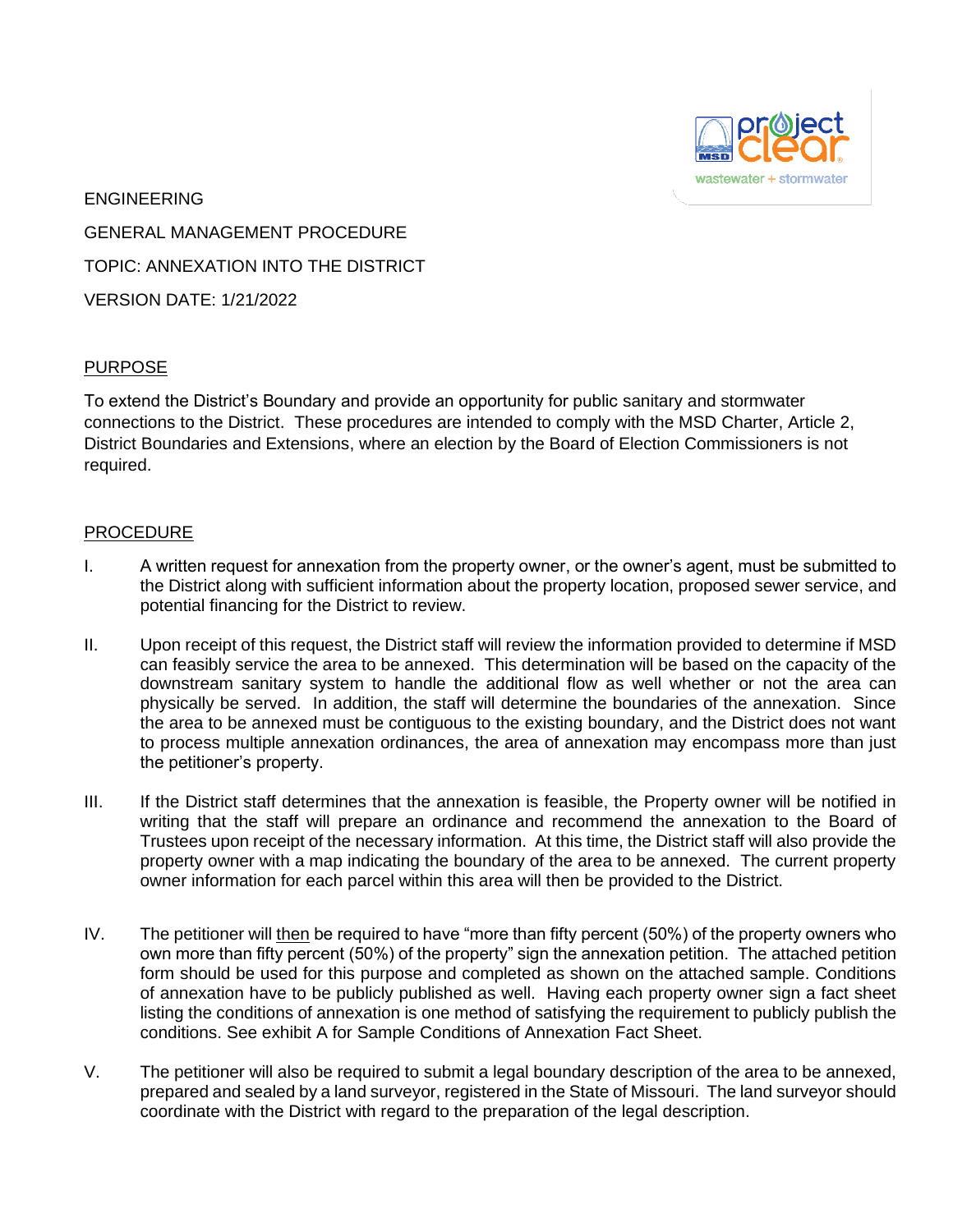ENGINEERING

GENERAL MANAGEMENT PROCEDURE

TOPIC: ANNEXATION INTO THE DISTRICT

VERSION DATE: 1/21/2022

## PURPOSE

To extend the District's Boundary and provide an opportunity for public sanitary and stormwater connections to the District. These procedures are intended to comply with the MSD Charter, Article 2, District Boundaries and Extensions, where an election by the Board of Election Commissioners is not required.

## PROCEDURE

I. A written request for annexation from the property owner, or the owner's agent, must be submitted to the District along with sufficient information about the property location, proposed sewer service, and potential financing for the District to review.

II. Upon receipt of this request, the District staff will review the information provided to determine if MSD can feasibly service the area to be annexed. This determination will be based on the capacity of the downstream sanitary system to handle the additional flow as well whether or not the area can physically be served. In addition, the staff will determine the boundaries of the annexation. Since the area to be annexed must be contiguous to the existing boundary, and the District does not want to process multiple annexation ordinances, the area of annexation may encompass more than just the petitioner's property.

III. If the District staff determines that the annexation is feasible, the Property owner will be notified in writing that the staff will prepare an ordinance and recommend the annexation to the Board of Trustees upon receipt of the necessary information. At this time, the District staff will also provide the property owner with a map indicating the boundary of the area to be annexed. The current property owner information for each parcel within this area will then be provided to the District.

IV. The petitioner will then be required to have "more than fifty percent (50%) of the property owners who own more than fifty percent (50%) of the property" sign the annexation petition. The attached petition form should be used for this purpose and completed as shown on the attached sample. Conditions of annexation have to be publicly published as well. Having each property owner sign a fact sheet listing the conditions of annexation is one method of satisfying the requirement to publicly publish the conditions. See exhibit A for Sample Conditions of Annexation Fact Sheet.

V. The petitioner will also be required to submit a legal boundary description of the area to be annexed, prepared and sealed by a land surveyor, registered in the State of Missouri. The land surveyor should coordinate with the District with regard to the preparation of the legal description.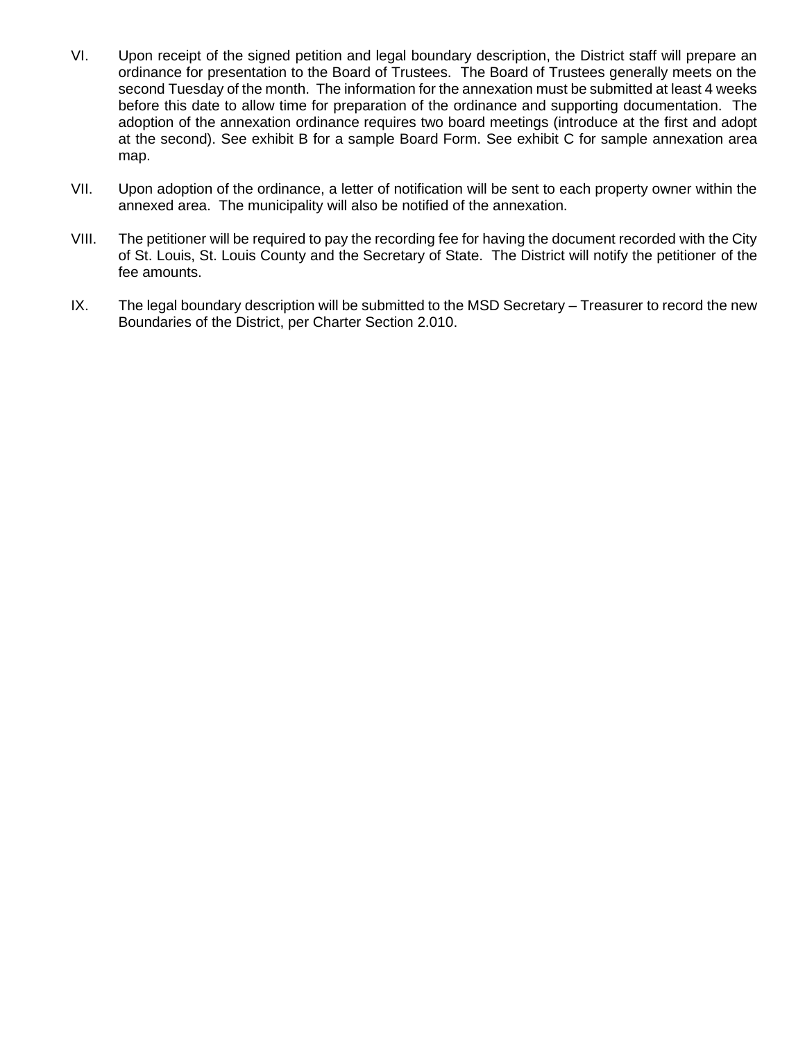VI. Upon receipt of the signed petition and legal boundary description, the District staff will prepare an ordinance for presentation to the Board of Trustees. The Board of Trustees generally meets on the second Tuesday of the month. The information for the annexation must be submitted at least 4 weeks before this date to allow time for preparation of the ordinance and supporting documentation. The adoption of the annexation ordinance requires two board meetings (introduce at the first and adopt at the second). See exhibit B for a sample Board Form. See exhibit C for sample annexation area map.

VII. Upon adoption of the ordinance, a letter of notification will be sent to each property owner within the annexed area. The municipality will also be notified of the annexation.

VIII. The petitioner will be required to pay the recording fee for having the document recorded with the City of St. Louis, St. Louis County and the Secretary of State. The District will notify the petitioner of the fee amounts.

IX. The legal boundary description will be submitted to the MSD Secretary – Treasurer to record the new Boundaries of the District, per Charter Section 2.010.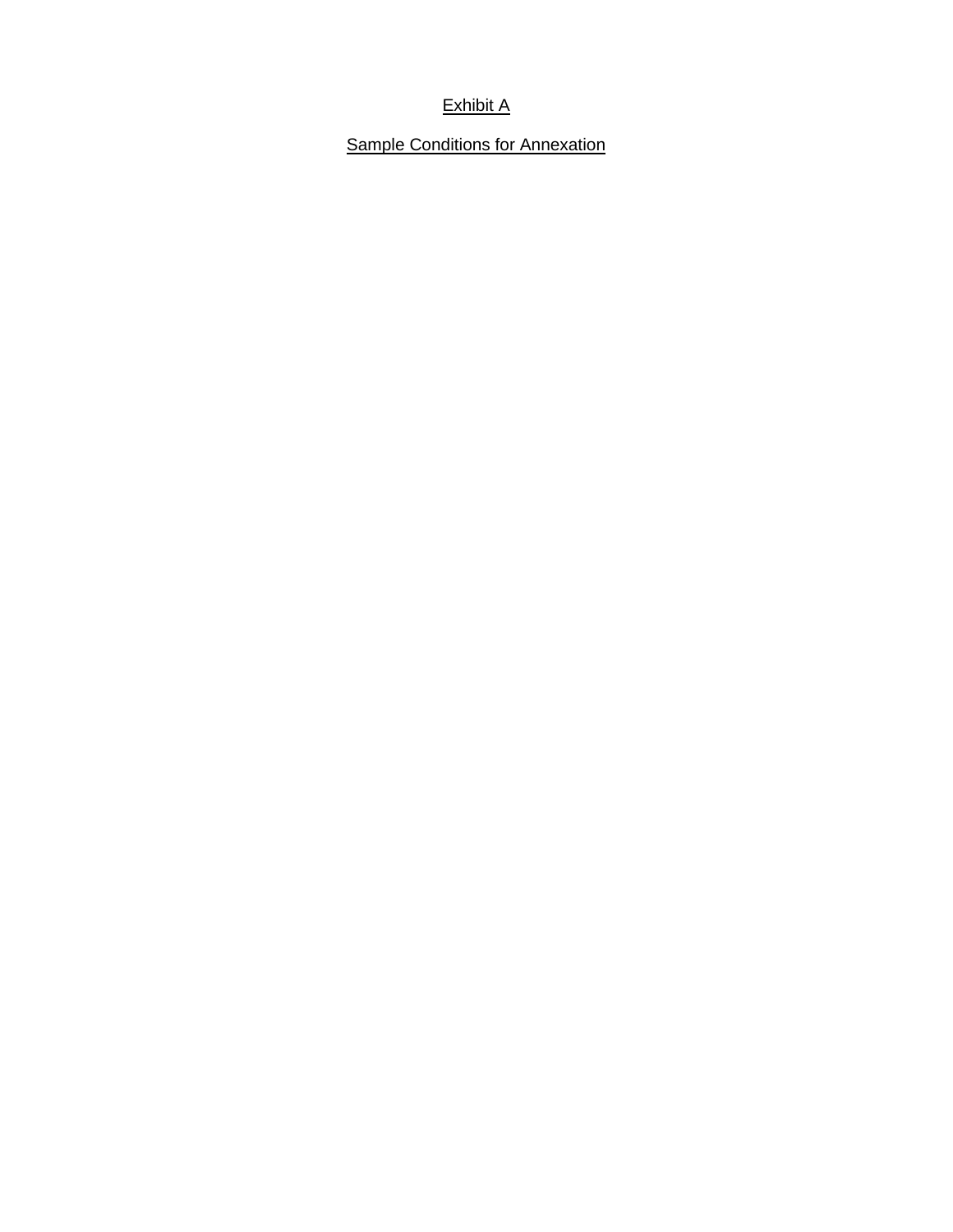Exhibit A

Sample Conditions for Annexation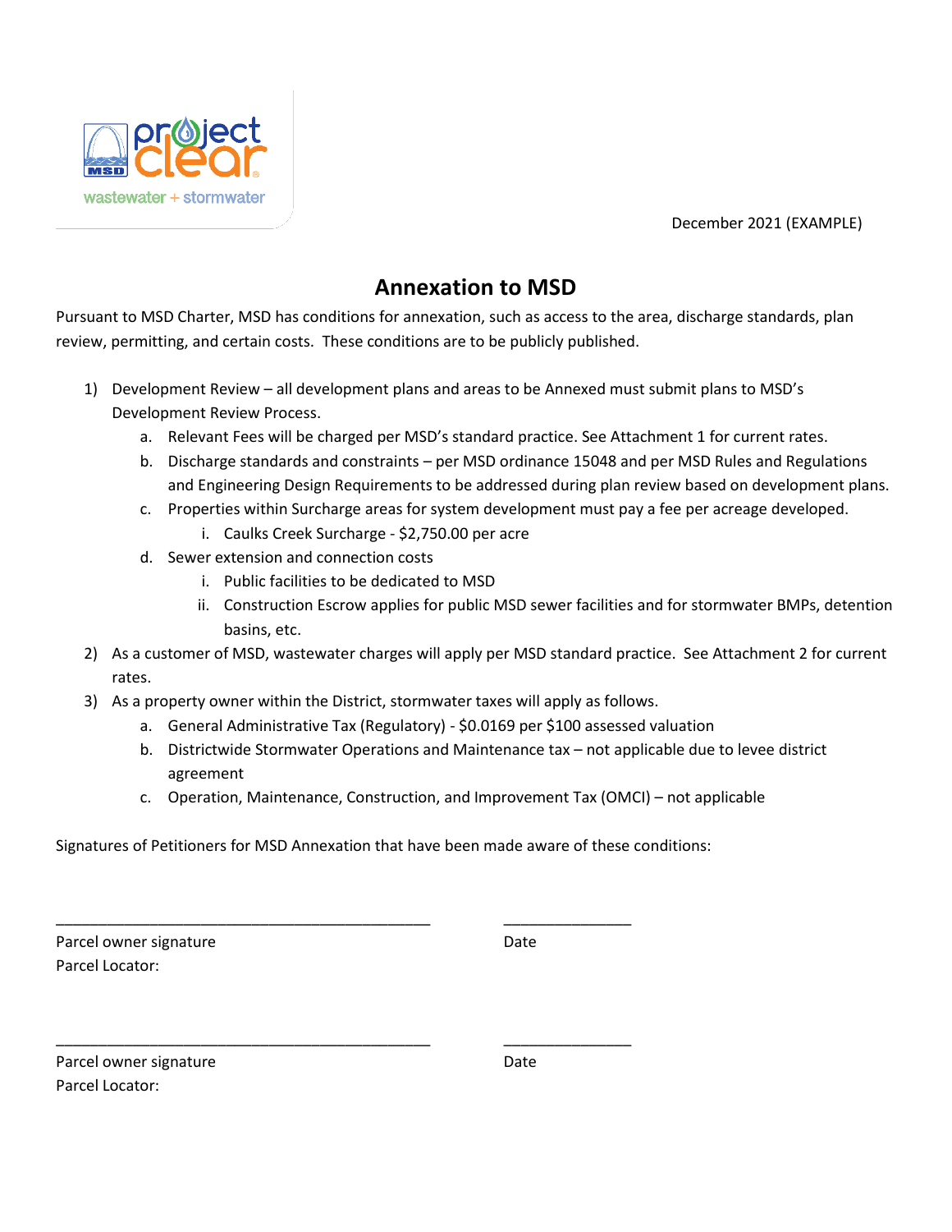December 2021 (EXAMPLE)

# Annexation to MSD

Pursuant to MSD Charter, MSD has conditions for annexation, such as access to the area, discharge standards, plan review, permitting, and certain costs. These conditions are to be publicly published.

1) Development Review – all development plans and areas to be Annexed must submit plans to MSD's Development Review Process.
   a. Relevant Fees will be charged per MSD's standard practice. See Attachment 1 for current rates.
   b. Discharge standards and constraints – per MSD ordinance 15048 and per MSD Rules and Regulations and Engineering Design Requirements to be addressed during plan review based on development plans.
   c. Properties within Surcharge areas for system development must pay a fee per acreage developed.
      i. Caulks Creek Surcharge - $2,750.00 per acre
   d. Sewer extension and connection costs
      i. Public facilities to be dedicated to MSD
      ii. Construction Escrow applies for public MSD sewer facilities and for stormwater BMPs, detention basins, etc.
2) As a customer of MSD, wastewater charges will apply per MSD standard practice. See Attachment 2 for current rates.
3) As a property owner within the District, stormwater taxes will apply as follows.
   a. General Administrative Tax (Regulatory) - $0.0169 per $100 assessed valuation
   b. Districtwide Stormwater Operations and Maintenance tax – not applicable due to levee district agreement
   c. Operation, Maintenance, Construction, and Improvement Tax (OMCI) – not applicable

Signatures of Petitioners for MSD Annexation that have been made aware of these conditions:

_____________________________________________ _______________

Parcel owner signature Date

Parcel Locator:

_____________________________________________ _______________

Parcel owner signature Date

Parcel Locator: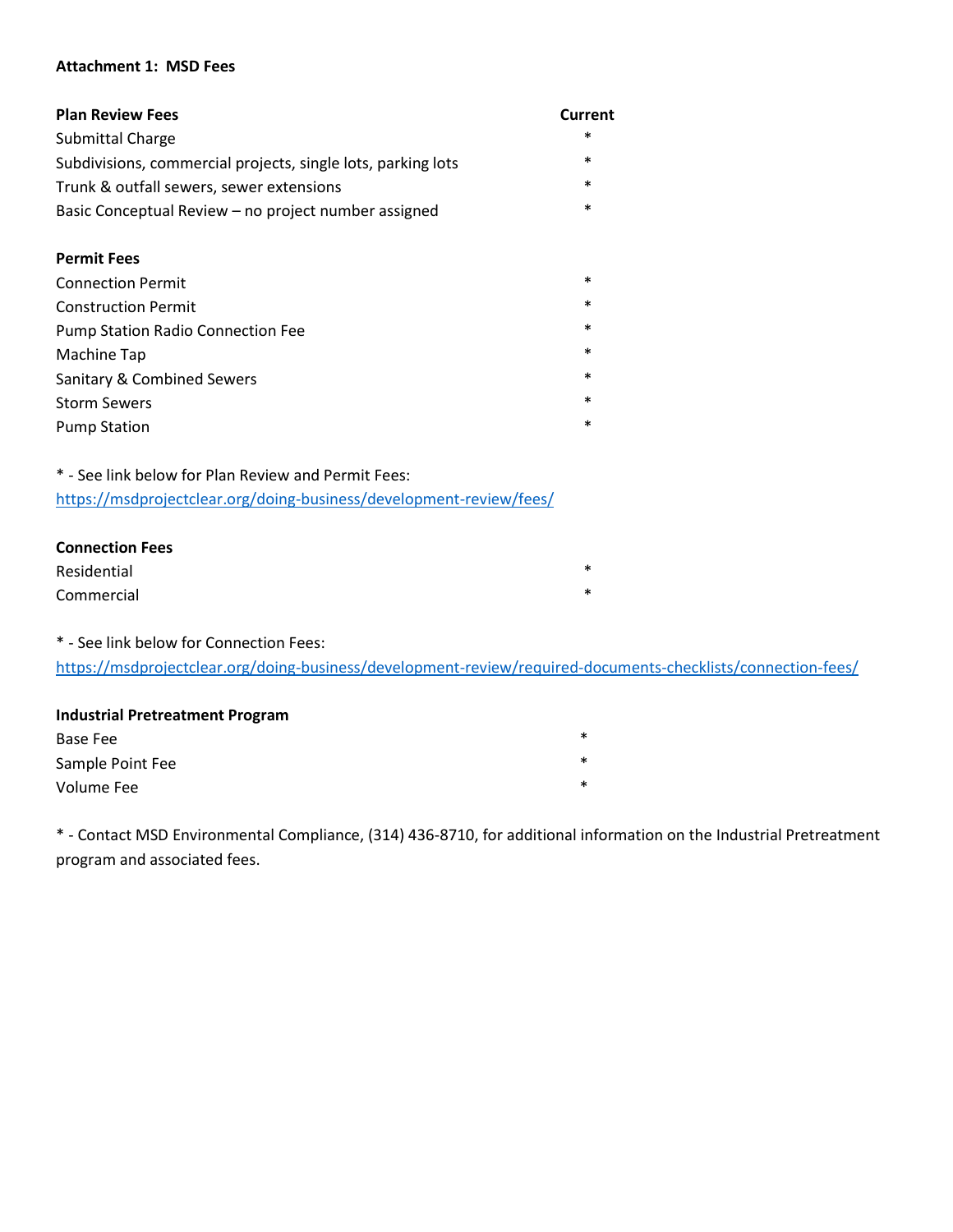**Attachment 1: MSD Fees**

| **Plan Review Fees** | **Current** |
| --- | --- |
| Submittal Charge | * |
| Subdivisions, commercial projects, single lots, parking lots | * |
| Trunk & outfall sewers, sewer extensions | * |
| Basic Conceptual Review – no project number assigned | * |

| **Permit Fees** | |
| --- | --- |
| Connection Permit | * |
| Construction Permit | * |
| Pump Station Radio Connection Fee | * |
| Machine Tap | * |
| Sanitary & Combined Sewers | * |
| Storm Sewers | * |
| Pump Station | * |

* - See link below for Plan Review and Permit Fees:
https://msdprojectclear.org/doing-business/development-review/fees/

| **Connection Fees** | |
| --- | --- |
| Residential | * |
| Commercial | * |

* - See link below for Connection Fees:
https://msdprojectclear.org/doing-business/development-review/required-documents-checklists/connection-fees/

| **Industrial Pretreatment Program** | |
| --- | --- |
| Base Fee | * |
| Sample Point Fee | * |
| Volume Fee | * |

* - Contact MSD Environmental Compliance, (314) 436-8710, for additional information on the Industrial Pretreatment program and associated fees.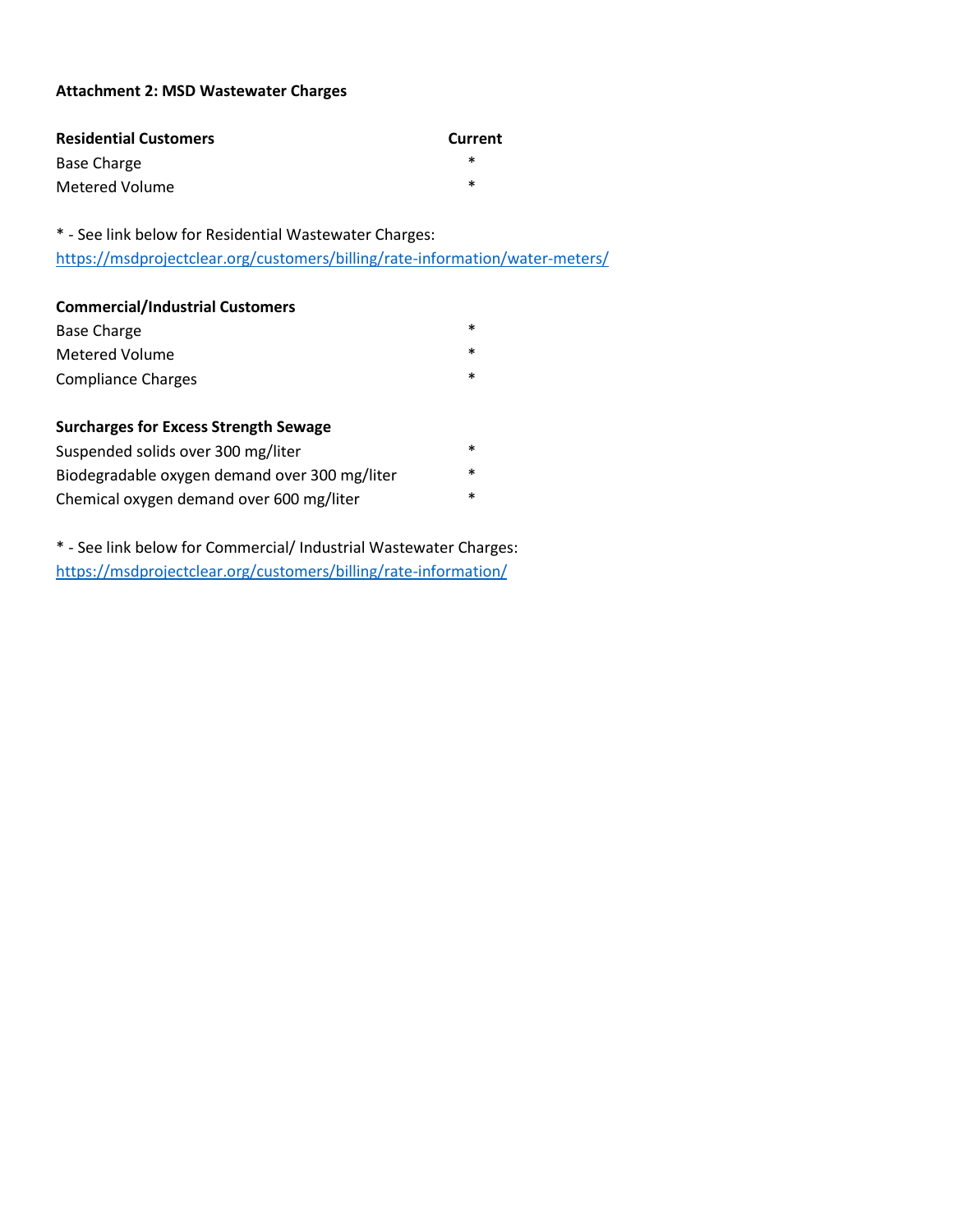**Attachment 2: MSD Wastewater Charges**

| Residential Customers | Current |
| --- | --- |
| Base Charge | * |
| Metered Volume | * |

* - See link below for Residential Wastewater Charges:
https://msdprojectclear.org/customers/billing/rate-information/water-meters/

| Commercial/Industrial Customers | |
| --- | --- |
| Base Charge | * |
| Metered Volume | * |
| Compliance Charges | * |

| Surcharges for Excess Strength Sewage | |
| --- | --- |
| Suspended solids over 300 mg/liter | * |
| Biodegradable oxygen demand over 300 mg/liter | * |
| Chemical oxygen demand over 600 mg/liter | * |

* - See link below for Commercial/ Industrial Wastewater Charges:
https://msdprojectclear.org/customers/billing/rate-information/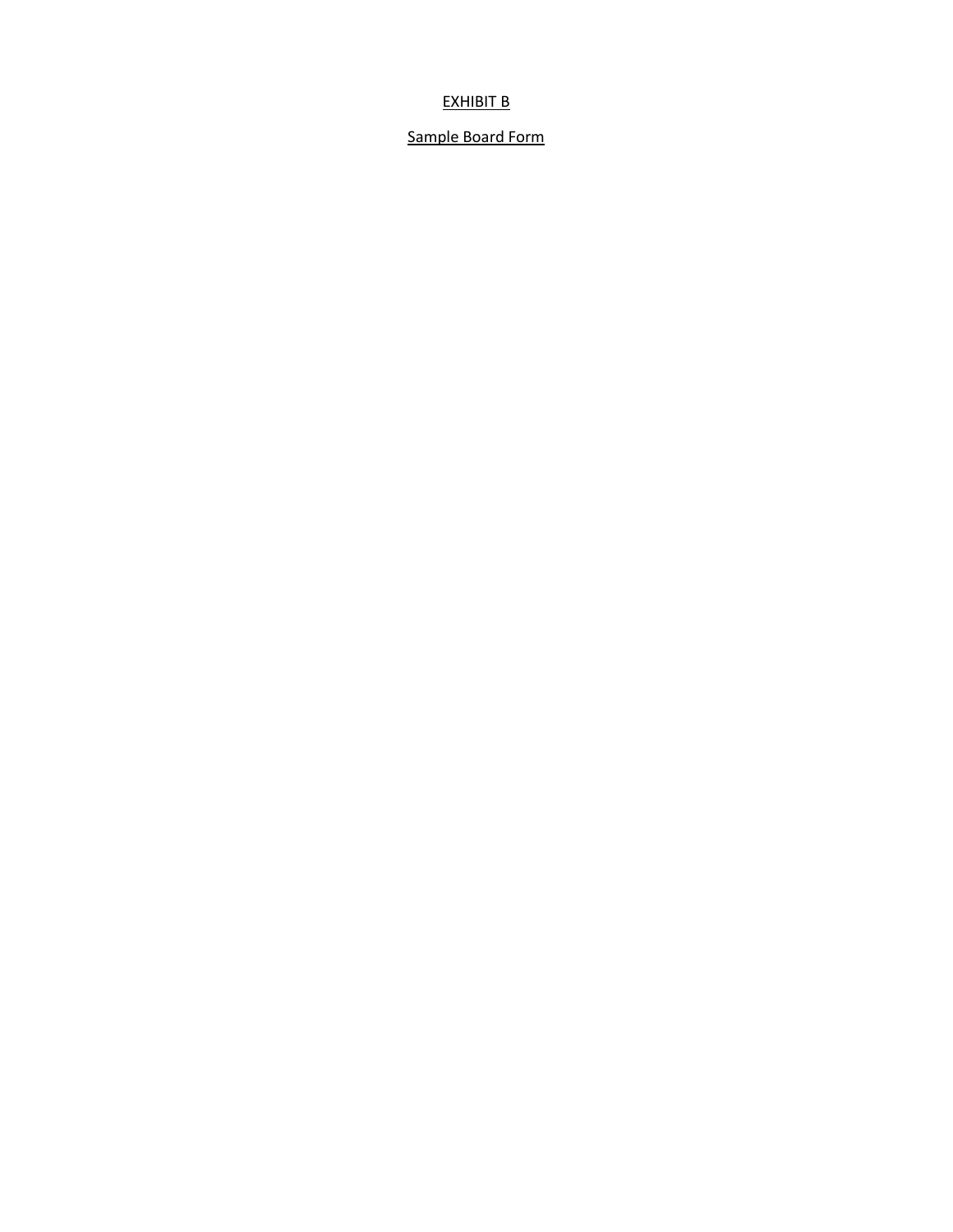EXHIBIT B

Sample Board Form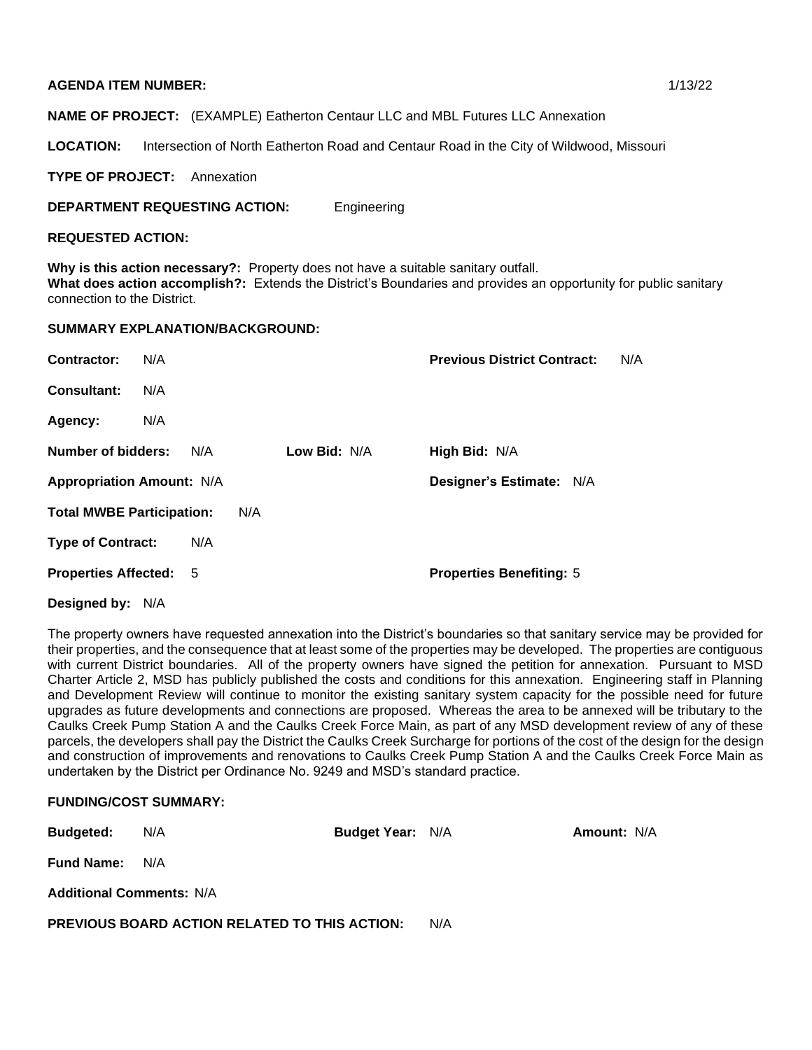**AGENDA ITEM NUMBER:** 1/13/22

**NAME OF PROJECT:** (EXAMPLE) Eatherton Centaur LLC and MBL Futures LLC Annexation

**LOCATION:** Intersection of North Eatherton Road and Centaur Road in the City of Wildwood, Missouri

**TYPE OF PROJECT:** Annexation

**DEPARTMENT REQUESTING ACTION:** Engineering

**REQUESTED ACTION:**

**Why is this action necessary?:** Property does not have a suitable sanitary outfall.
**What does action accomplish?:** Extends the District's Boundaries and provides an opportunity for public sanitary connection to the District.

**SUMMARY EXPLANATION/BACKGROUND:**

**Contractor:** N/A **Previous District Contract:** N/A

**Consultant:** N/A

**Agency:** N/A

**Number of bidders:** N/A **Low Bid:** N/A **High Bid:** N/A

**Appropriation Amount:** N/A **Designer's Estimate:** N/A

**Total MWBE Participation:** N/A

**Type of Contract:** N/A

**Properties Affected:** 5 **Properties Benefiting:** 5

**Designed by:** N/A

The property owners have requested annexation into the District's boundaries so that sanitary service may be provided for their properties, and the consequence that at least some of the properties may be developed. The properties are contiguous with current District boundaries. All of the property owners have signed the petition for annexation. Pursuant to MSD Charter Article 2, MSD has publicly published the costs and conditions for this annexation. Engineering staff in Planning and Development Review will continue to monitor the existing sanitary system capacity for the possible need for future upgrades as future developments and connections are proposed. Whereas the area to be annexed will be tributary to the Caulks Creek Pump Station A and the Caulks Creek Force Main, as part of any MSD development review of any of these parcels, the developers shall pay the District the Caulks Creek Surcharge for portions of the cost of the design for the design and construction of improvements and renovations to Caulks Creek Pump Station A and the Caulks Creek Force Main as undertaken by the District per Ordinance No. 9249 and MSD's standard practice.

**FUNDING/COST SUMMARY:**

**Budgeted:** N/A **Budget Year:** N/A **Amount:** N/A

**Fund Name:** N/A

**Additional Comments:** N/A

**PREVIOUS BOARD ACTION RELATED TO THIS ACTION:** N/A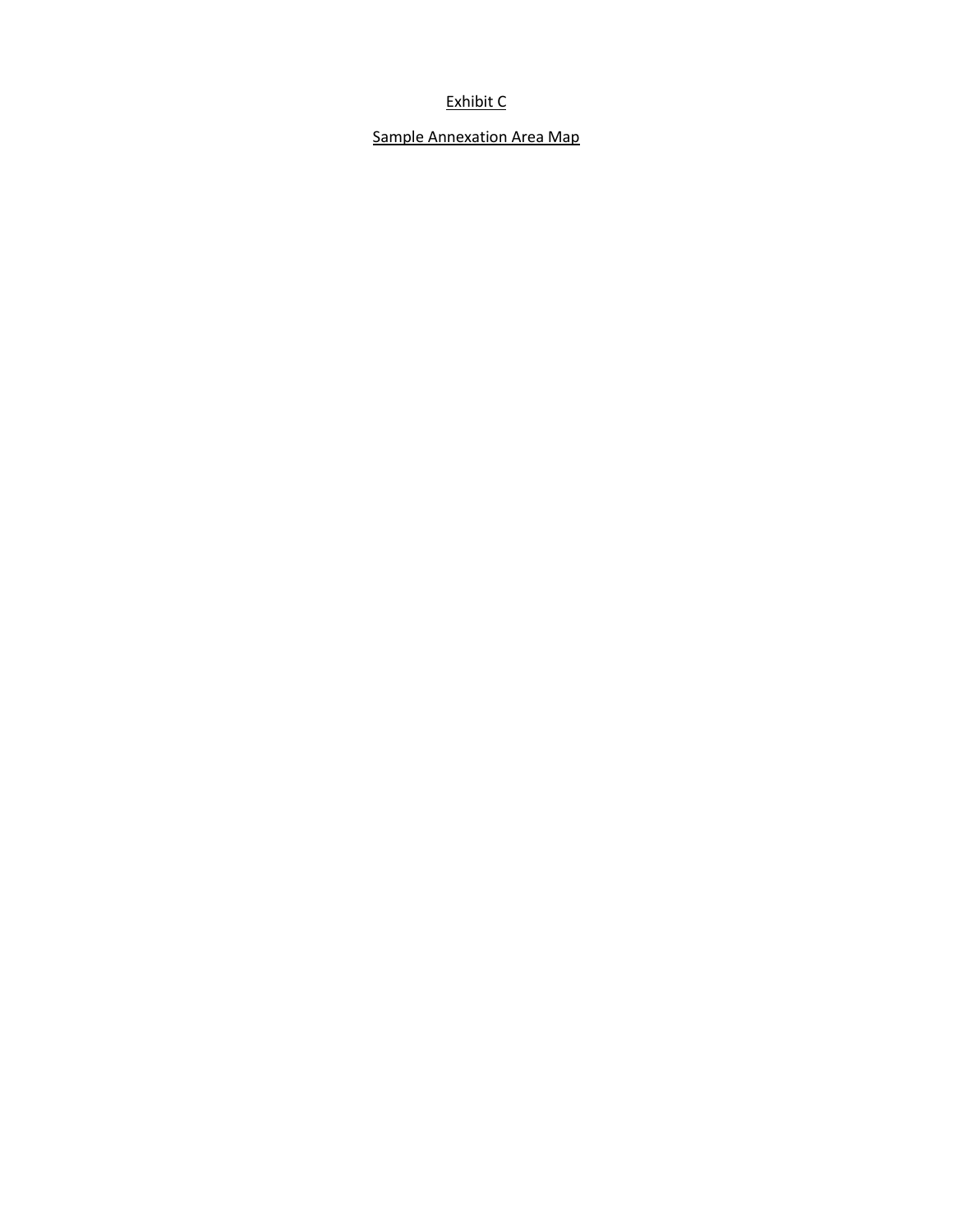Exhibit C

Sample Annexation Area Map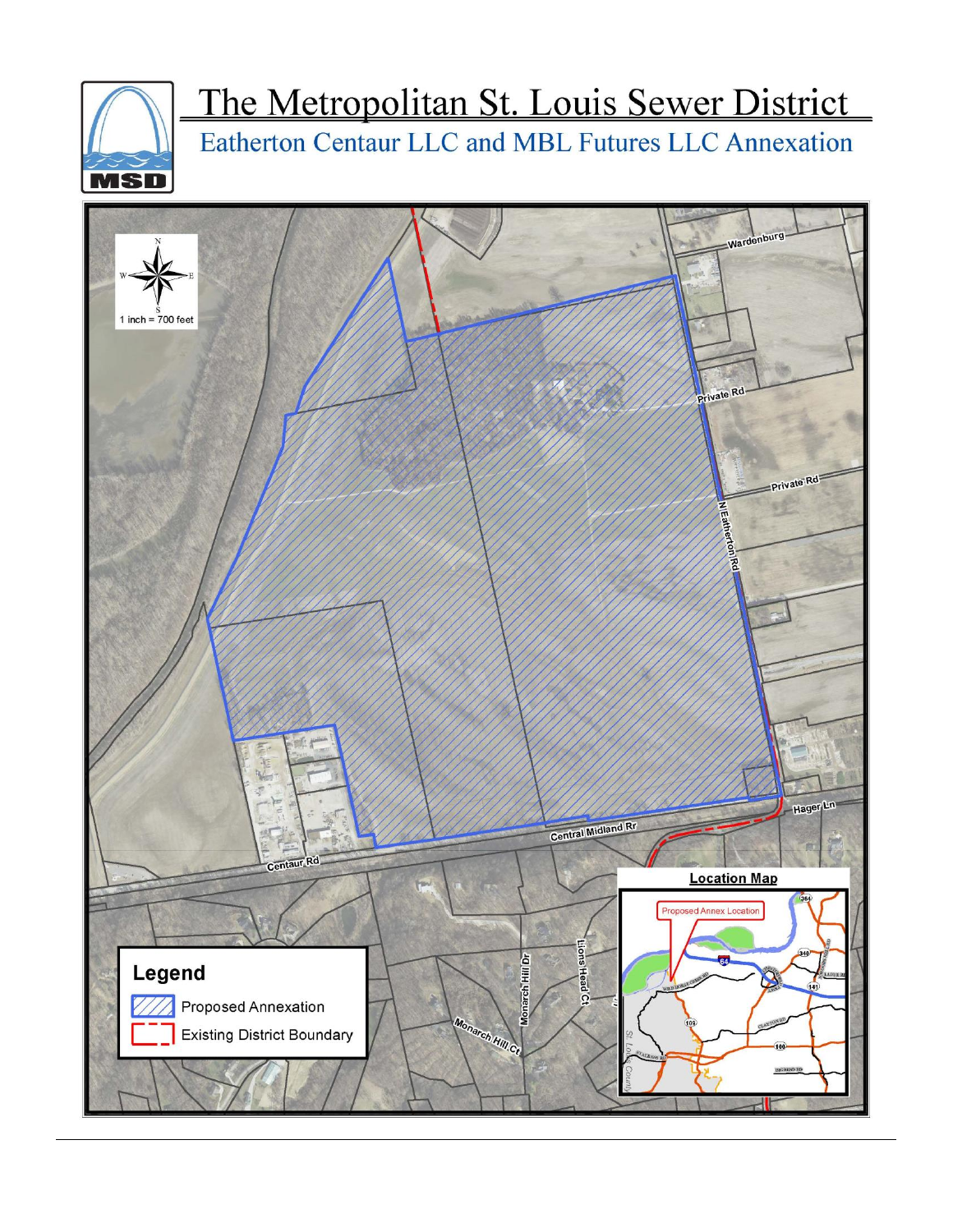# The Metropolitan St. Louis Sewer District

## Eatherton Centaur LLC and MBL Futures LLC Annexation

N
W E
S
1 inch = 700 feet

Wardenburg

Private Rd

Private Rd

N Eatherton Rd

Hager Ln

Central Midland Rr

Centaur Rd

Monarch Hill Dr

Lions Head Ct

Monarch Hill Ct

**Legend**

Proposed Annexation

Existing District Boundary

**Location Map**

Proposed Annex Location

St. Louis County